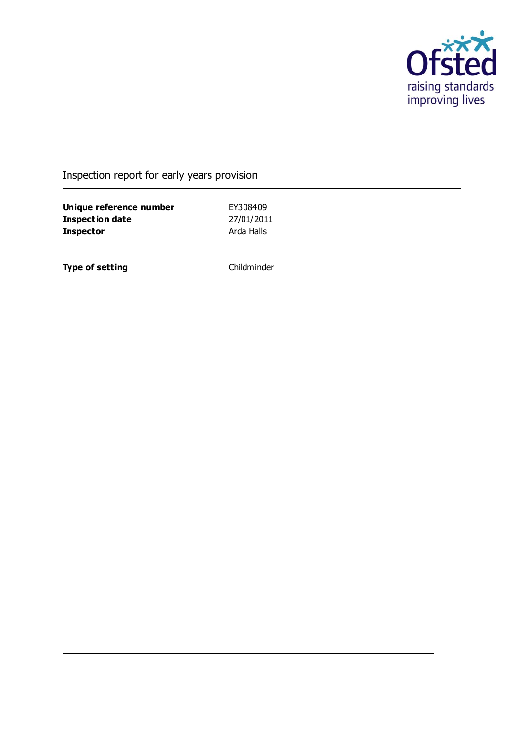Inspection report for early years provision

| | |
|---|---|
| **Unique reference number** | EY308409 |
| **Inspection date** | 27/01/2011 |
| **Inspector** | Arda Halls |

| | |
|---|---|
| **Type of setting** | Childminder |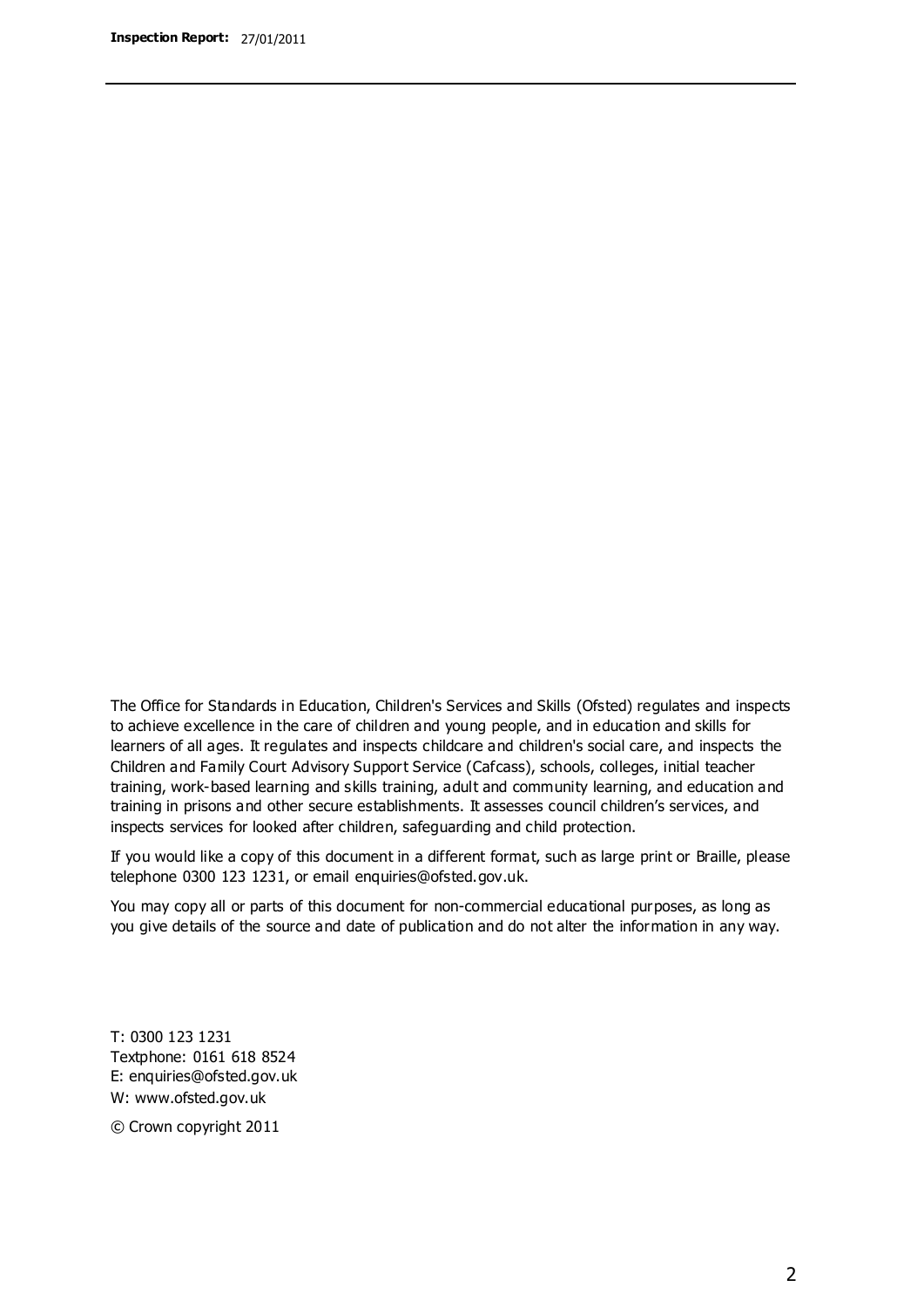The Office for Standards in Education, Children's Services and Skills (Ofsted) regulates and inspects to achieve excellence in the care of children and young people, and in education and skills for learners of all ages. It regulates and inspects childcare and children's social care, and inspects the Children and Family Court Advisory Support Service (Cafcass), schools, colleges, initial teacher training, work-based learning and skills training, adult and community learning, and education and training in prisons and other secure establishments. It assesses council children's services, and inspects services for looked after children, safeguarding and child protection.

If you would like a copy of this document in a different format, such as large print or Braille, please telephone 0300 123 1231, or email enquiries@ofsted.gov.uk.

You may copy all or parts of this document for non-commercial educational purposes, as long as you give details of the source and date of publication and do not alter the information in any way.

T: 0300 123 1231
Textphone: 0161 618 8524
E: enquiries@ofsted.gov.uk
W: www.ofsted.gov.uk

© Crown copyright 2011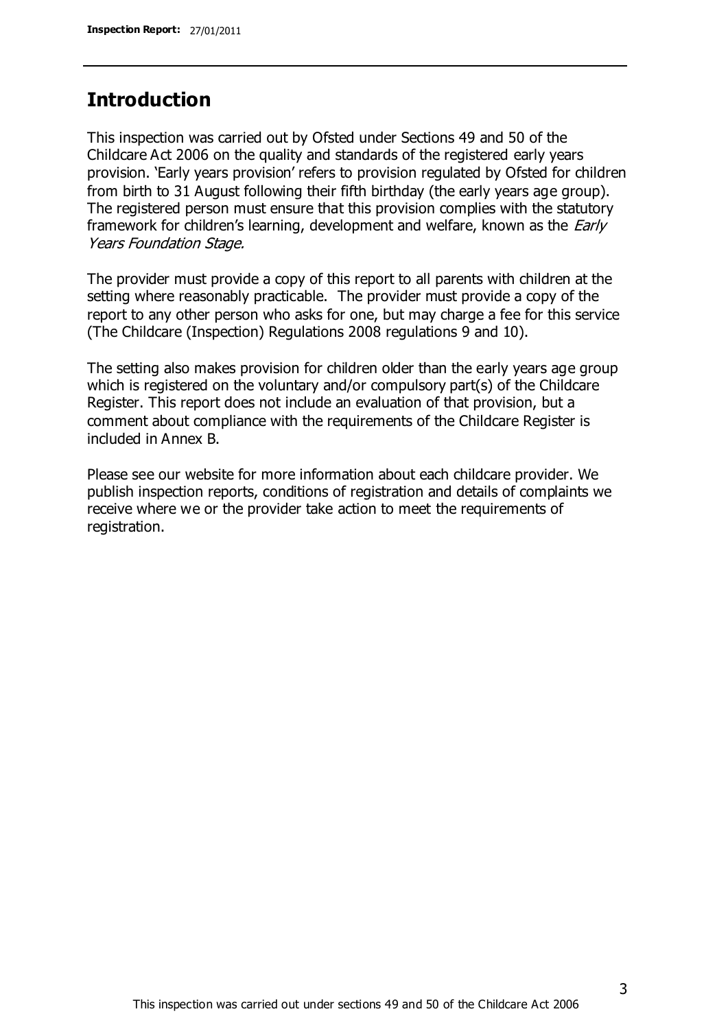## Introduction

This inspection was carried out by Ofsted under Sections 49 and 50 of the Childcare Act 2006 on the quality and standards of the registered early years provision. 'Early years provision' refers to provision regulated by Ofsted for children from birth to 31 August following their fifth birthday (the early years age group). The registered person must ensure that this provision complies with the statutory framework for children's learning, development and welfare, known as the *Early Years Foundation Stage.*

The provider must provide a copy of this report to all parents with children at the setting where reasonably practicable. The provider must provide a copy of the report to any other person who asks for one, but may charge a fee for this service (The Childcare (Inspection) Regulations 2008 regulations 9 and 10).

The setting also makes provision for children older than the early years age group which is registered on the voluntary and/or compulsory part(s) of the Childcare Register. This report does not include an evaluation of that provision, but a comment about compliance with the requirements of the Childcare Register is included in Annex B.

Please see our website for more information about each childcare provider. We publish inspection reports, conditions of registration and details of complaints we receive where we or the provider take action to meet the requirements of registration.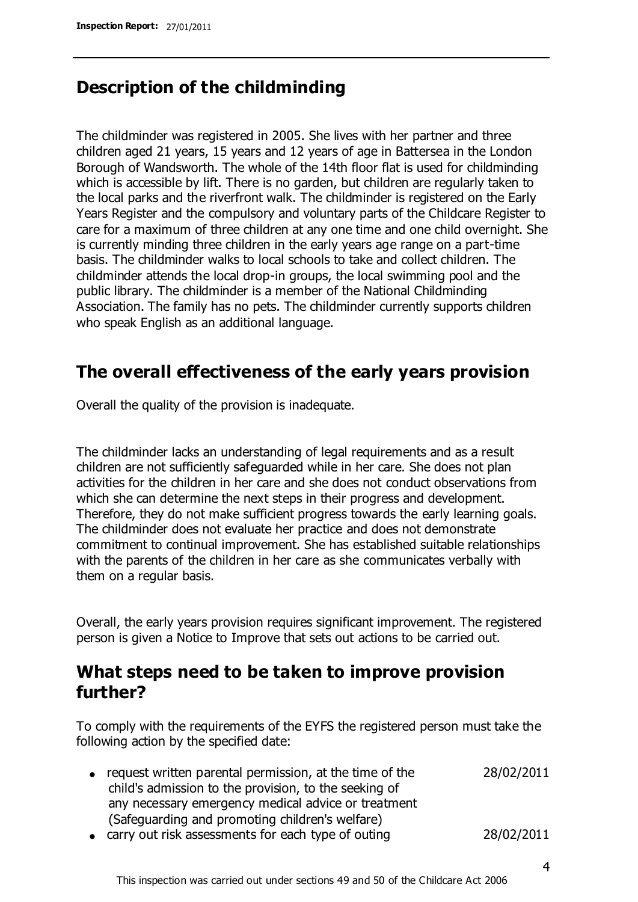## Description of the childminding

The childminder was registered in 2005. She lives with her partner and three children aged 21 years, 15 years and 12 years of age in Battersea in the London Borough of Wandsworth. The whole of the 14th floor flat is used for childminding which is accessible by lift. There is no garden, but children are regularly taken to the local parks and the riverfront walk. The childminder is registered on the Early Years Register and the compulsory and voluntary parts of the Childcare Register to care for a maximum of three children at any one time and one child overnight. She is currently minding three children in the early years age range on a part-time basis. The childminder walks to local schools to take and collect children. The childminder attends the local drop-in groups, the local swimming pool and the public library. The childminder is a member of the National Childminding Association. The family has no pets. The childminder currently supports children who speak English as an additional language.

## The overall effectiveness of the early years provision

Overall the quality of the provision is inadequate.

The childminder lacks an understanding of legal requirements and as a result children are not sufficiently safeguarded while in her care. She does not plan activities for the children in her care and she does not conduct observations from which she can determine the next steps in their progress and development. Therefore, they do not make sufficient progress towards the early learning goals. The childminder does not evaluate her practice and does not demonstrate commitment to continual improvement. She has established suitable relationships with the parents of the children in her care as she communicates verbally with them on a regular basis.

Overall, the early years provision requires significant improvement. The registered person is given a Notice to Improve that sets out actions to be carried out.

## What steps need to be taken to improve provision further?

To comply with the requirements of the EYFS the registered person must take the following action by the specified date:

| | |
|---|---|
| • request written parental permission, at the time of the child's admission to the provision, to the seeking of any necessary emergency medical advice or treatment (Safeguarding and promoting children's welfare) | 28/02/2011 |
| • carry out risk assessments for each type of outing | 28/02/2011 |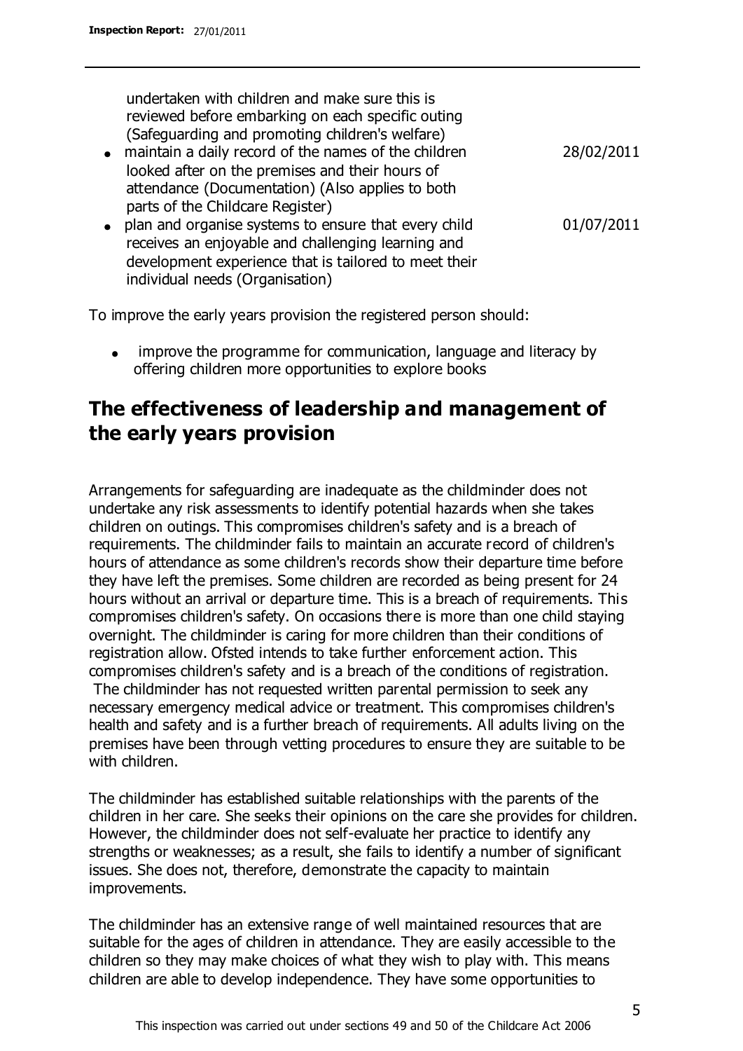undertaken with children and make sure this is reviewed before embarking on each specific outing (Safeguarding and promoting children's welfare)

| | |
|---|---|
| • maintain a daily record of the names of the children looked after on the premises and their hours of attendance (Documentation) (Also applies to both parts of the Childcare Register) | 28/02/2011 |
| • plan and organise systems to ensure that every child receives an enjoyable and challenging learning and development experience that is tailored to meet their individual needs (Organisation) | 01/07/2011 |

To improve the early years provision the registered person should:

- improve the programme for communication, language and literacy by offering children more opportunities to explore books

## The effectiveness of leadership and management of the early years provision

Arrangements for safeguarding are inadequate as the childminder does not undertake any risk assessments to identify potential hazards when she takes children on outings. This compromises children's safety and is a breach of requirements. The childminder fails to maintain an accurate record of children's hours of attendance as some children's records show their departure time before they have left the premises. Some children are recorded as being present for 24 hours without an arrival or departure time. This is a breach of requirements. This compromises children's safety. On occasions there is more than one child staying overnight. The childminder is caring for more children than their conditions of registration allow. Ofsted intends to take further enforcement action. This compromises children's safety and is a breach of the conditions of registration. The childminder has not requested written parental permission to seek any necessary emergency medical advice or treatment. This compromises children's health and safety and is a further breach of requirements. All adults living on the premises have been through vetting procedures to ensure they are suitable to be with children.

The childminder has established suitable relationships with the parents of the children in her care. She seeks their opinions on the care she provides for children. However, the childminder does not self-evaluate her practice to identify any strengths or weaknesses; as a result, she fails to identify a number of significant issues. She does not, therefore, demonstrate the capacity to maintain improvements.

The childminder has an extensive range of well maintained resources that are suitable for the ages of children in attendance. They are easily accessible to the children so they may make choices of what they wish to play with. This means children are able to develop independence. They have some opportunities to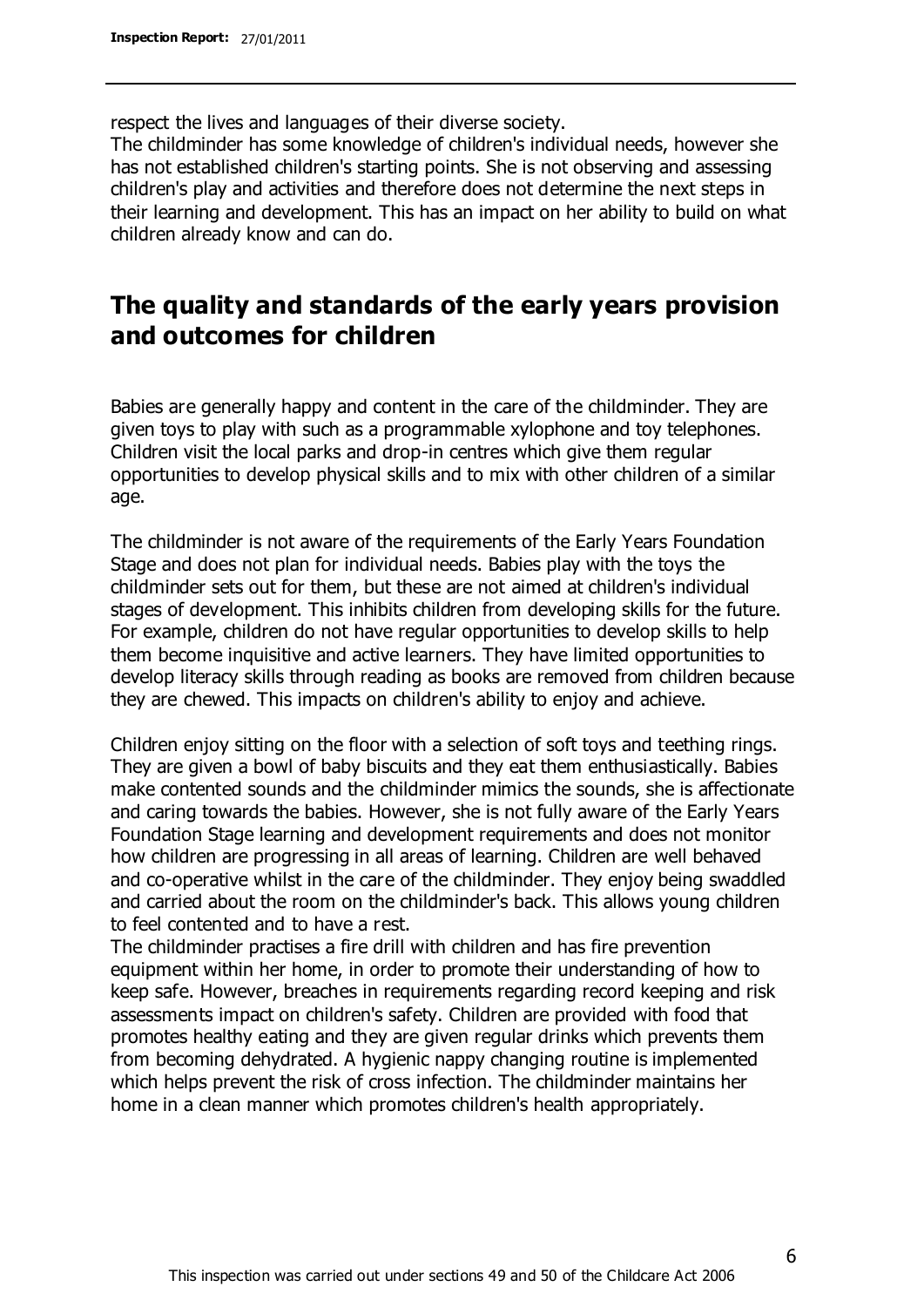respect the lives and languages of their diverse society.

The childminder has some knowledge of children's individual needs, however she has not established children's starting points. She is not observing and assessing children's play and activities and therefore does not determine the next steps in their learning and development. This has an impact on her ability to build on what children already know and can do.

## The quality and standards of the early years provision and outcomes for children

Babies are generally happy and content in the care of the childminder. They are given toys to play with such as a programmable xylophone and toy telephones. Children visit the local parks and drop-in centres which give them regular opportunities to develop physical skills and to mix with other children of a similar age.

The childminder is not aware of the requirements of the Early Years Foundation Stage and does not plan for individual needs. Babies play with the toys the childminder sets out for them, but these are not aimed at children's individual stages of development. This inhibits children from developing skills for the future. For example, children do not have regular opportunities to develop skills to help them become inquisitive and active learners. They have limited opportunities to develop literacy skills through reading as books are removed from children because they are chewed. This impacts on children's ability to enjoy and achieve.

Children enjoy sitting on the floor with a selection of soft toys and teething rings. They are given a bowl of baby biscuits and they eat them enthusiastically. Babies make contented sounds and the childminder mimics the sounds, she is affectionate and caring towards the babies. However, she is not fully aware of the Early Years Foundation Stage learning and development requirements and does not monitor how children are progressing in all areas of learning. Children are well behaved and co-operative whilst in the care of the childminder. They enjoy being swaddled and carried about the room on the childminder's back. This allows young children to feel contented and to have a rest.

The childminder practises a fire drill with children and has fire prevention equipment within her home, in order to promote their understanding of how to keep safe. However, breaches in requirements regarding record keeping and risk assessments impact on children's safety. Children are provided with food that promotes healthy eating and they are given regular drinks which prevents them from becoming dehydrated. A hygienic nappy changing routine is implemented which helps prevent the risk of cross infection. The childminder maintains her home in a clean manner which promotes children's health appropriately.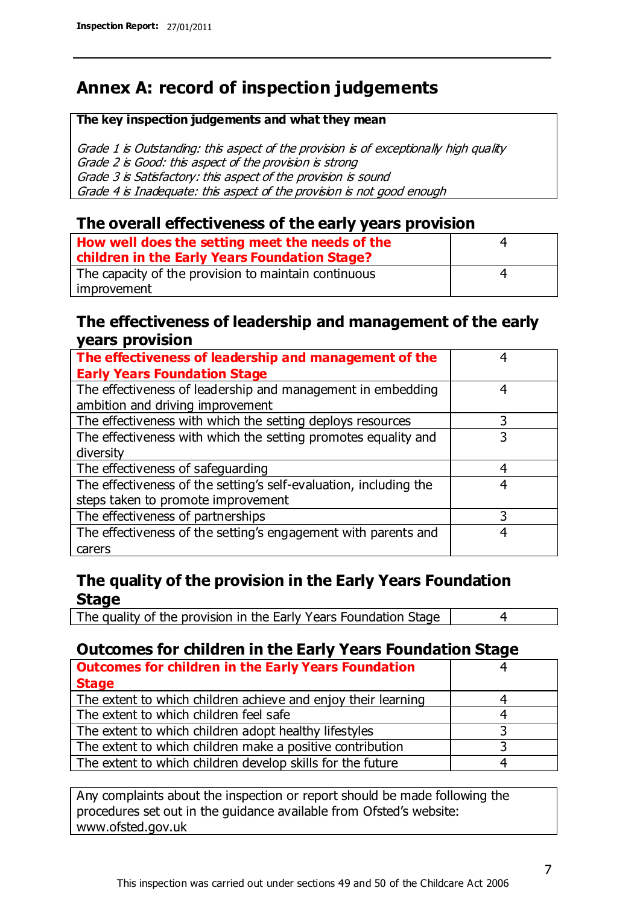# Annex A: record of inspection judgements

**The key inspection judgements and what they mean**

*Grade 1 is Outstanding: this aspect of the provision is of exceptionally high quality*
*Grade 2 is Good: this aspect of the provision is strong*
*Grade 3 is Satisfactory: this aspect of the provision is sound*
*Grade 4 is Inadequate: this aspect of the provision is not good enough*

## The overall effectiveness of the early years provision

| | |
|---|---|
| **How well does the setting meet the needs of the children in the Early Years Foundation Stage?** | 4 |
| The capacity of the provision to maintain continuous improvement | 4 |

## The effectiveness of leadership and management of the early years provision

| | |
|---|---|
| **The effectiveness of leadership and management of the Early Years Foundation Stage** | 4 |
| The effectiveness of leadership and management in embedding ambition and driving improvement | 4 |
| The effectiveness with which the setting deploys resources | 3 |
| The effectiveness with which the setting promotes equality and diversity | 3 |
| The effectiveness of safeguarding | 4 |
| The effectiveness of the setting's self-evaluation, including the steps taken to promote improvement | 4 |
| The effectiveness of partnerships | 3 |
| The effectiveness of the setting's engagement with parents and carers | 4 |

## The quality of the provision in the Early Years Foundation Stage

| | |
|---|---|
| The quality of the provision in the Early Years Foundation Stage | 4 |

## Outcomes for children in the Early Years Foundation Stage

| | |
|---|---|
| **Outcomes for children in the Early Years Foundation Stage** | 4 |
| The extent to which children achieve and enjoy their learning | 4 |
| The extent to which children feel safe | 4 |
| The extent to which children adopt healthy lifestyles | 3 |
| The extent to which children make a positive contribution | 3 |
| The extent to which children develop skills for the future | 4 |

Any complaints about the inspection or report should be made following the procedures set out in the guidance available from Ofsted's website: www.ofsted.gov.uk

This inspection was carried out under sections 49 and 50 of the Childcare Act 2006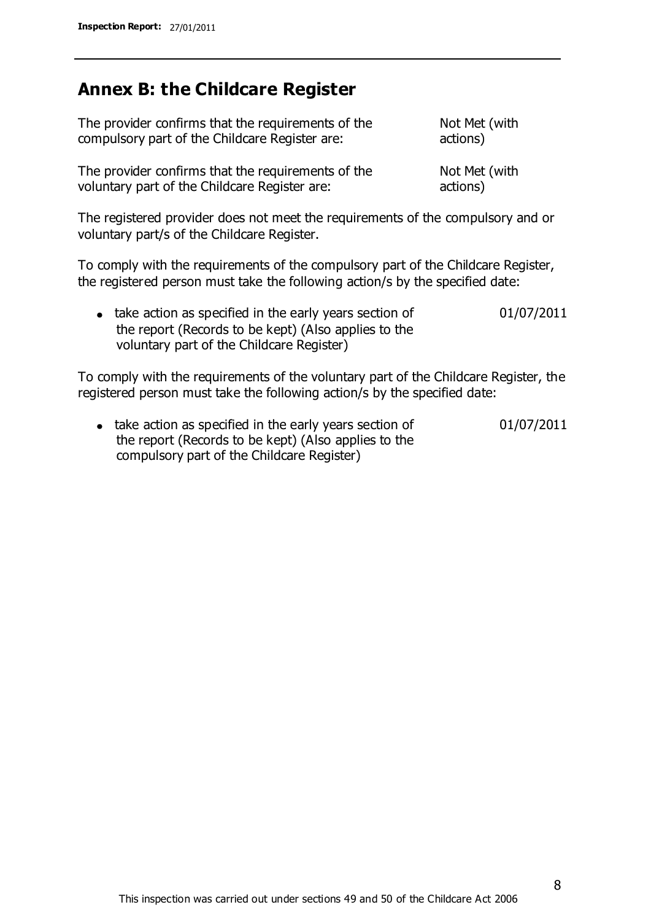## Annex B: the Childcare Register

| | |
|---|---|
| The provider confirms that the requirements of the compulsory part of the Childcare Register are: | Not Met (with actions) |
| The provider confirms that the requirements of the voluntary part of the Childcare Register are: | Not Met (with actions) |

The registered provider does not meet the requirements of the compulsory and or voluntary part/s of the Childcare Register.

To comply with the requirements of the compulsory part of the Childcare Register, the registered person must take the following action/s by the specified date:

- take action as specified in the early years section of the report (Records to be kept) (Also applies to the voluntary part of the Childcare Register) 01/07/2011

To comply with the requirements of the voluntary part of the Childcare Register, the registered person must take the following action/s by the specified date:

- take action as specified in the early years section of the report (Records to be kept) (Also applies to the compulsory part of the Childcare Register) 01/07/2011

This inspection was carried out under sections 49 and 50 of the Childcare Act 2006